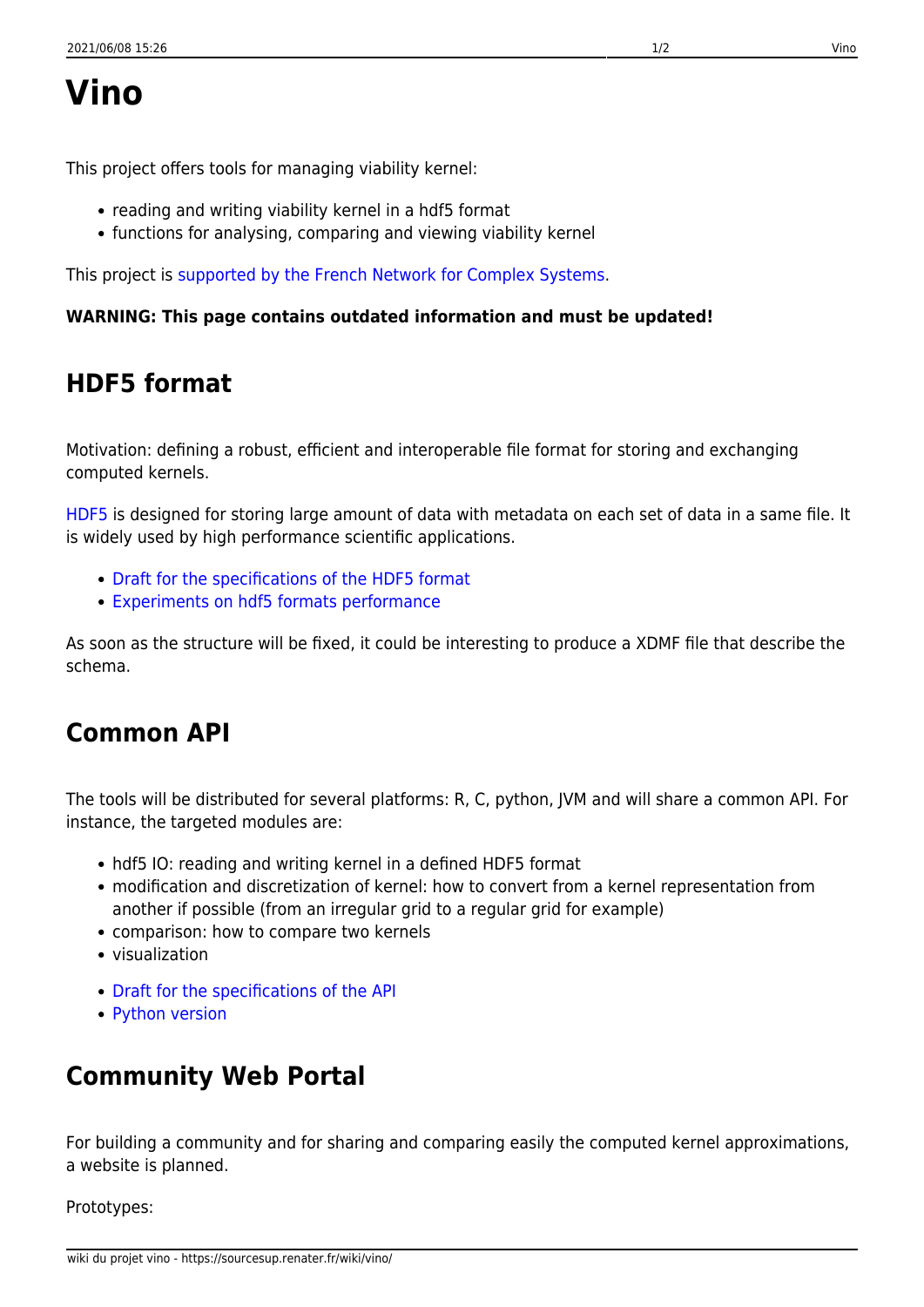# Vino

This project offers tools for managing viability kernel:

- reading and writing viability kernel in a hdf5 format
- functions for analysing, comparing and viewing viability kernel

This project is supported by the French Network for Complex Systems.

**WARNING: This page contains outdated information and must be updated!**

## HDF5 format

Motivation: defining a robust, efficient and interoperable file format for storing and exchanging computed kernels.

HDF5 is designed for storing large amount of data with metadata on each set of data in a same file. It is widely used by high performance scientific applications.

- Draft for the specifications of the HDF5 format
- Experiments on hdf5 formats performance

As soon as the structure will be fixed, it could be interesting to produce a XDMF file that describe the schema.

## Common API

The tools will be distributed for several platforms: R, C, python, JVM and will share a common API. For instance, the targeted modules are:

- hdf5 IO: reading and writing kernel in a defined HDF5 format
- modification and discretization of kernel: how to convert from a kernel representation from another if possible (from an irregular grid to a regular grid for example)
- comparison: how to compare two kernels
- visualization

- Draft for the specifications of the API
- Python version

## Community Web Portal

For building a community and for sharing and comparing easily the computed kernel approximations, a website is planned.

Prototypes: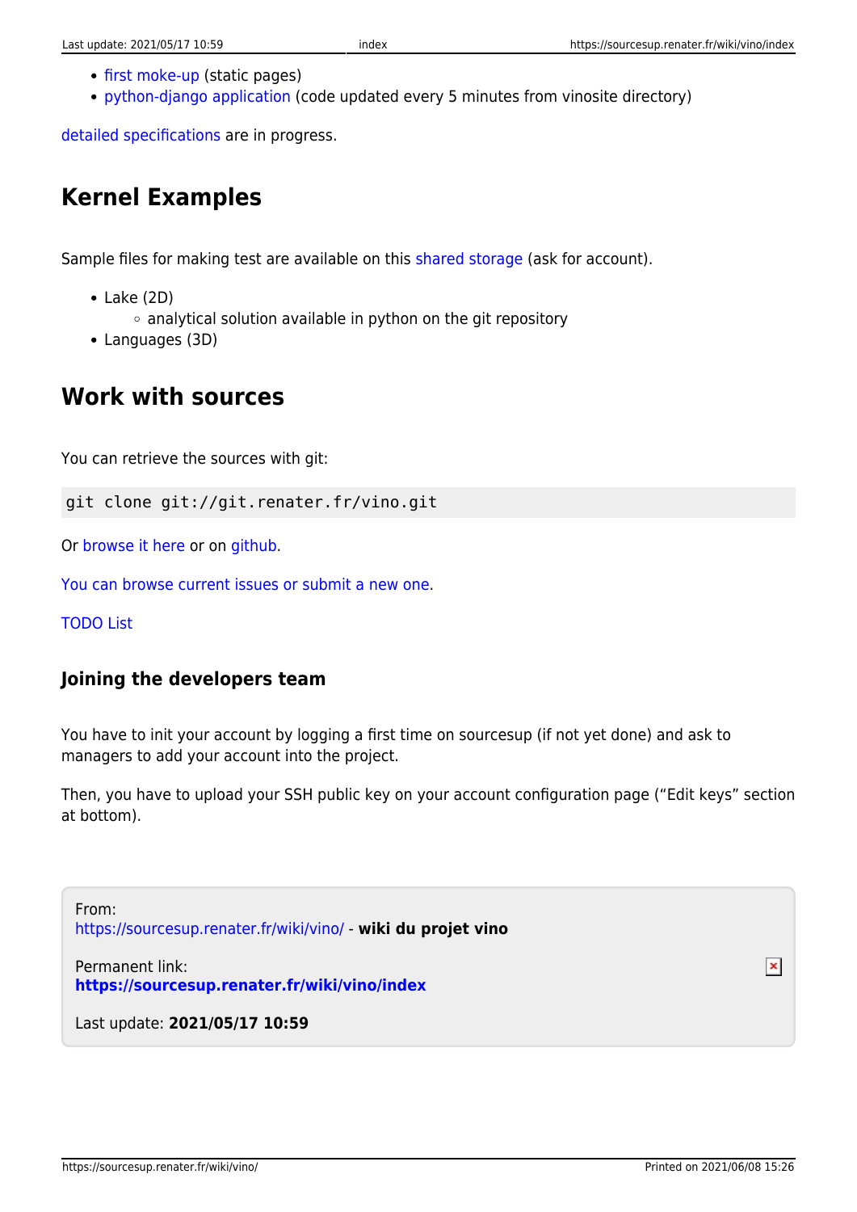- first moke-up (static pages)
- python-django application (code updated every 5 minutes from vinosite directory)

detailed specifications are in progress.

## Kernel Examples

Sample files for making test are available on this shared storage (ask for account).

- Lake (2D)
  - analytical solution available in python on the git repository
- Languages (3D)

## Work with sources

You can retrieve the sources with git:

```
git clone git://git.renater.fr/vino.git
```

Or browse it here or on github.

You can browse current issues or submit a new one.

TODO List

### Joining the developers team

You have to init your account by logging a first time on sourcesup (if not yet done) and ask to managers to add your account into the project.

Then, you have to upload your SSH public key on your account configuration page ("Edit keys" section at bottom).

From:
https://sourcesup.renater.fr/wiki/vino/ - **wiki du projet vino**

Permanent link:
**https://sourcesup.renater.fr/wiki/vino/index**

Last update: **2021/05/17 10:59**